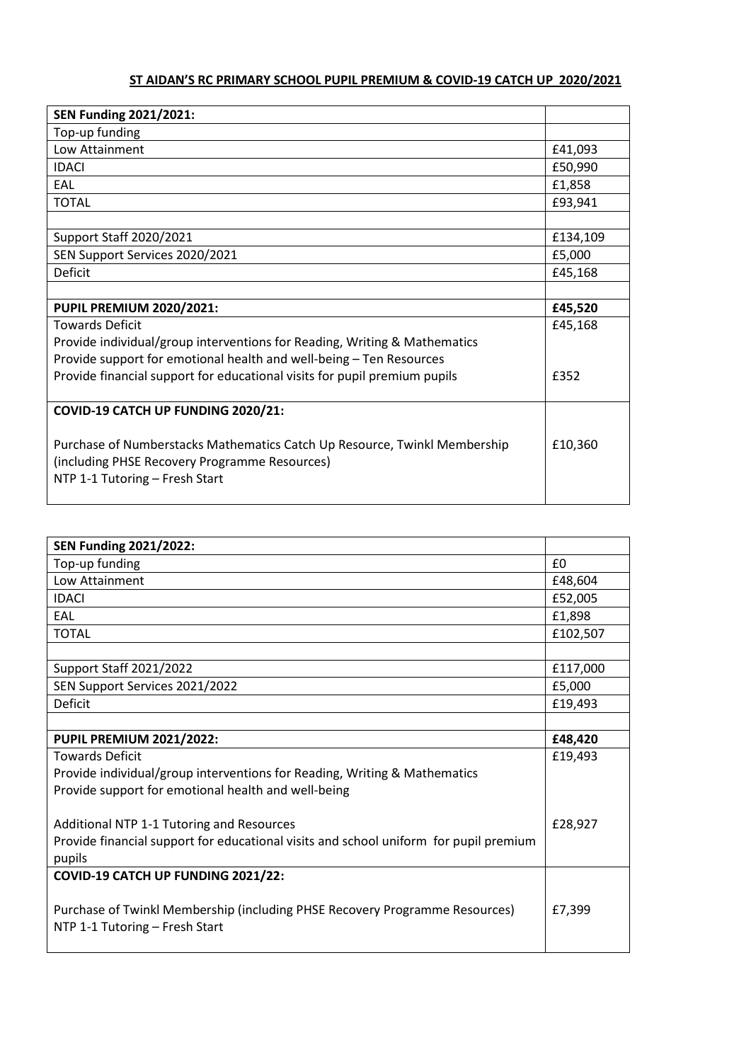**ST AIDAN'S RC PRIMARY SCHOOL PUPIL PREMIUM & COVID-19 CATCH UP 2020/2021**

| **SEN Funding 2021/2021:** | |
|---|---|
| Top-up funding | |
| Low Attainment | £41,093 |
| IDACI | £50,990 |
| EAL | £1,858 |
| TOTAL | £93,941 |
| | |
| Support Staff 2020/2021 | £134,109 |
| SEN Support Services 2020/2021 | £5,000 |
| Deficit | £45,168 |
| | |
| **PUPIL PREMIUM 2020/2021:** | **£45,520** |
| Towards Deficit<br>Provide individual/group interventions for Reading, Writing & Mathematics<br>Provide support for emotional health and well-being – Ten Resources<br>Provide financial support for educational visits for pupil premium pupils | £45,168<br><br><br>£352 |
| **COVID-19 CATCH UP FUNDING 2020/21:**<br><br>Purchase of Numberstacks Mathematics Catch Up Resource, Twinkl Membership (including PHSE Recovery Programme Resources)<br>NTP 1-1 Tutoring – Fresh Start | £10,360 |

| **SEN Funding 2021/2022:** | |
|---|---|
| Top-up funding | £0 |
| Low Attainment | £48,604 |
| IDACI | £52,005 |
| EAL | £1,898 |
| TOTAL | £102,507 |
| | |
| Support Staff 2021/2022 | £117,000 |
| SEN Support Services 2021/2022 | £5,000 |
| Deficit | £19,493 |
| | |
| **PUPIL PREMIUM 2021/2022:** | **£48,420** |
| Towards Deficit<br>Provide individual/group interventions for Reading, Writing & Mathematics<br>Provide support for emotional health and well-being<br><br>Additional NTP 1-1 Tutoring and Resources<br>Provide financial support for educational visits and school uniform for pupil premium pupils | £19,493<br><br><br><br>£28,927 |
| **COVID-19 CATCH UP FUNDING 2021/22:**<br><br>Purchase of Twinkl Membership (including PHSE Recovery Programme Resources)<br>NTP 1-1 Tutoring – Fresh Start | £7,399 |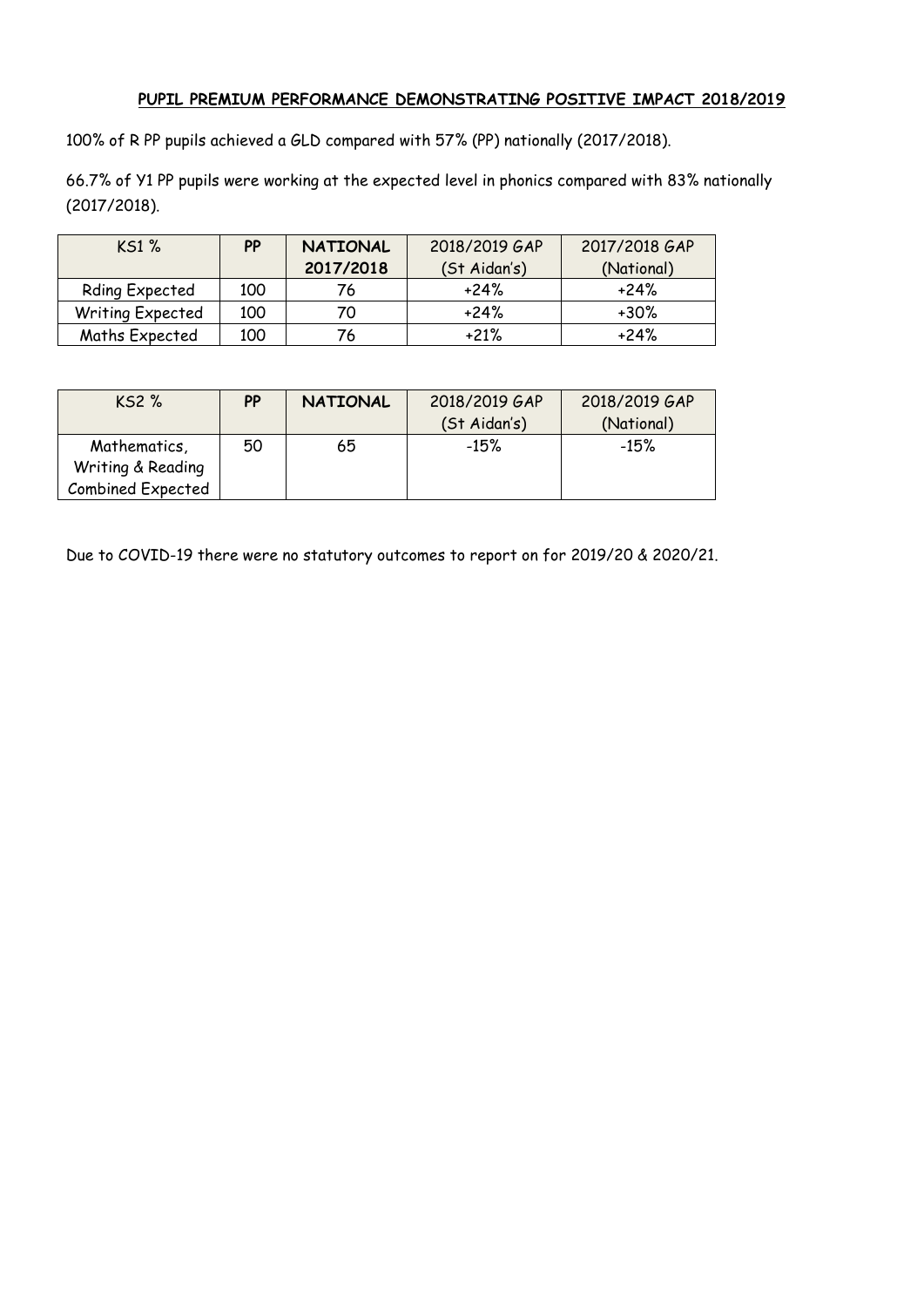## PUPIL PREMIUM PERFORMANCE DEMONSTRATING POSITIVE IMPACT 2018/2019

100% of R PP pupils achieved a GLD compared with 57% (PP) nationally (2017/2018).

66.7% of Y1 PP pupils were working at the expected level in phonics compared with 83% nationally (2017/2018).

| KS1 % | PP | NATIONAL 2017/2018 | 2018/2019 GAP (St Aidan's) | 2017/2018 GAP (National) |
|---|---|---|---|---|
| Rding Expected | 100 | 76 | +24% | +24% |
| Writing Expected | 100 | 70 | +24% | +30% |
| Maths Expected | 100 | 76 | +21% | +24% |

| KS2 % | PP | NATIONAL | 2018/2019 GAP (St Aidan's) | 2018/2019 GAP (National) |
|---|---|---|---|---|
| Mathematics, Writing & Reading Combined Expected | 50 | 65 | -15% | -15% |

Due to COVID-19 there were no statutory outcomes to report on for 2019/20 & 2020/21.